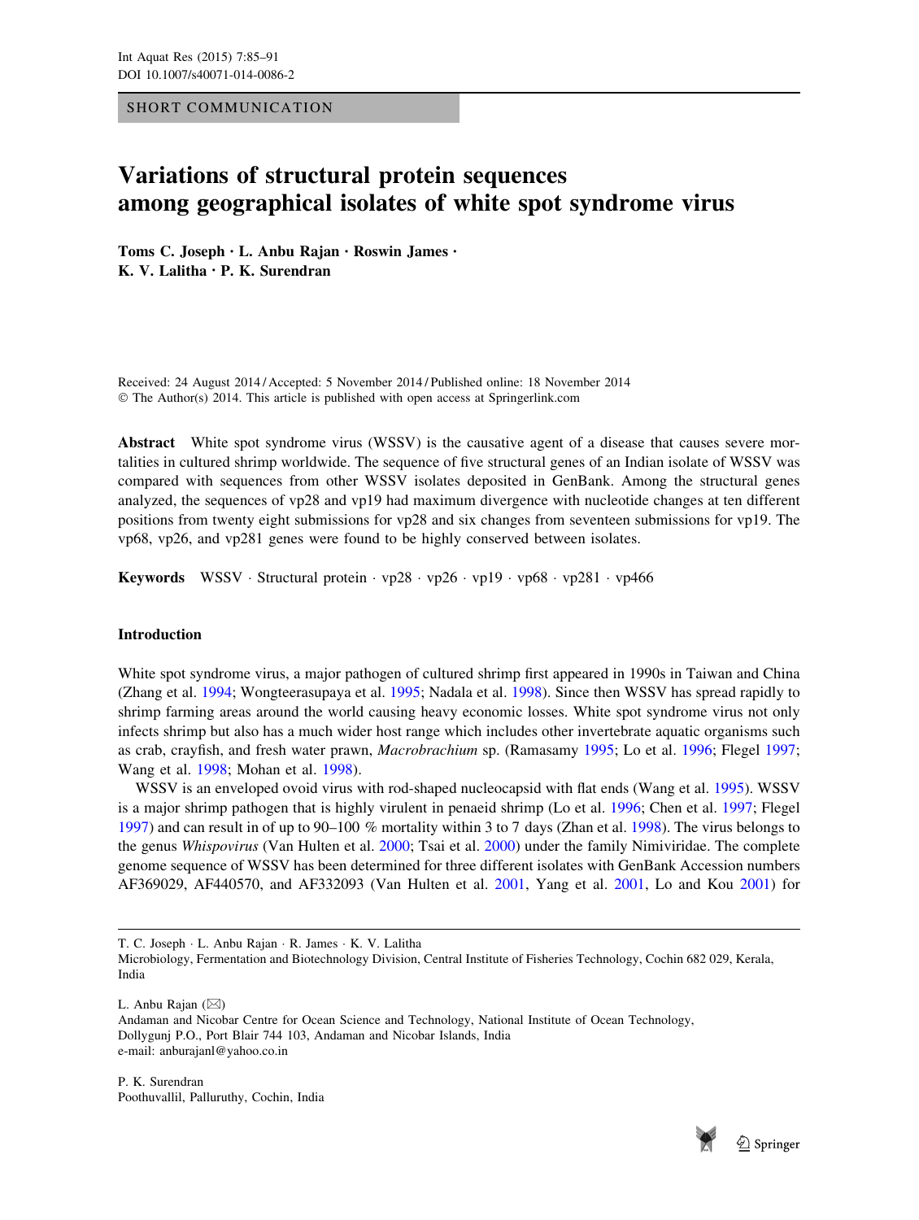SHORT COMMUNICATION

# Variations of structural protein sequences among geographical isolates of white spot syndrome virus

**Toms C. Joseph · L. Anbu Rajan · Roswin James · K. V. Lalitha · P. K. Surendran**

Received: 24 August 2014 / Accepted: 5 November 2014 / Published online: 18 November 2014
© The Author(s) 2014. This article is published with open access at Springerlink.com

**Abstract** White spot syndrome virus (WSSV) is the causative agent of a disease that causes severe mortalities in cultured shrimp worldwide. The sequence of five structural genes of an Indian isolate of WSSV was compared with sequences from other WSSV isolates deposited in GenBank. Among the structural genes analyzed, the sequences of vp28 and vp19 had maximum divergence with nucleotide changes at ten different positions from twenty eight submissions for vp28 and six changes from seventeen submissions for vp19. The vp68, vp26, and vp281 genes were found to be highly conserved between isolates.

**Keywords** WSSV · Structural protein · vp28 · vp26 · vp19 · vp68 · vp281 · vp466

## Introduction

White spot syndrome virus, a major pathogen of cultured shrimp first appeared in 1990s in Taiwan and China (Zhang et al. 1994; Wongteerasupaya et al. 1995; Nadala et al. 1998). Since then WSSV has spread rapidly to shrimp farming areas around the world causing heavy economic losses. White spot syndrome virus not only infects shrimp but also has a much wider host range which includes other invertebrate aquatic organisms such as crab, crayfish, and fresh water prawn, *Macrobrachium* sp. (Ramasamy 1995; Lo et al. 1996; Flegel 1997; Wang et al. 1998; Mohan et al. 1998).

WSSV is an enveloped ovoid virus with rod-shaped nucleocapsid with flat ends (Wang et al. 1995). WSSV is a major shrimp pathogen that is highly virulent in penaeid shrimp (Lo et al. 1996; Chen et al. 1997; Flegel 1997) and can result in of up to 90–100 % mortality within 3 to 7 days (Zhan et al. 1998). The virus belongs to the genus *Whispovirus* (Van Hulten et al. 2000; Tsai et al. 2000) under the family Nimiviridae. The complete genome sequence of WSSV has been determined for three different isolates with GenBank Accession numbers AF369029, AF440570, and AF332093 (Van Hulten et al. 2001, Yang et al. 2001, Lo and Kou 2001) for

---

T. C. Joseph · L. Anbu Rajan · R. James · K. V. Lalitha
Microbiology, Fermentation and Biotechnology Division, Central Institute of Fisheries Technology, Cochin 682 029, Kerala, India

L. Anbu Rajan (✉)
Andaman and Nicobar Centre for Ocean Science and Technology, National Institute of Ocean Technology, Dollygunj P.O., Port Blair 744 103, Andaman and Nicobar Islands, India
e-mail: anburajanl@yahoo.co.in

P. K. Surendran
Poothuvallil, Palluruthy, Cochin, India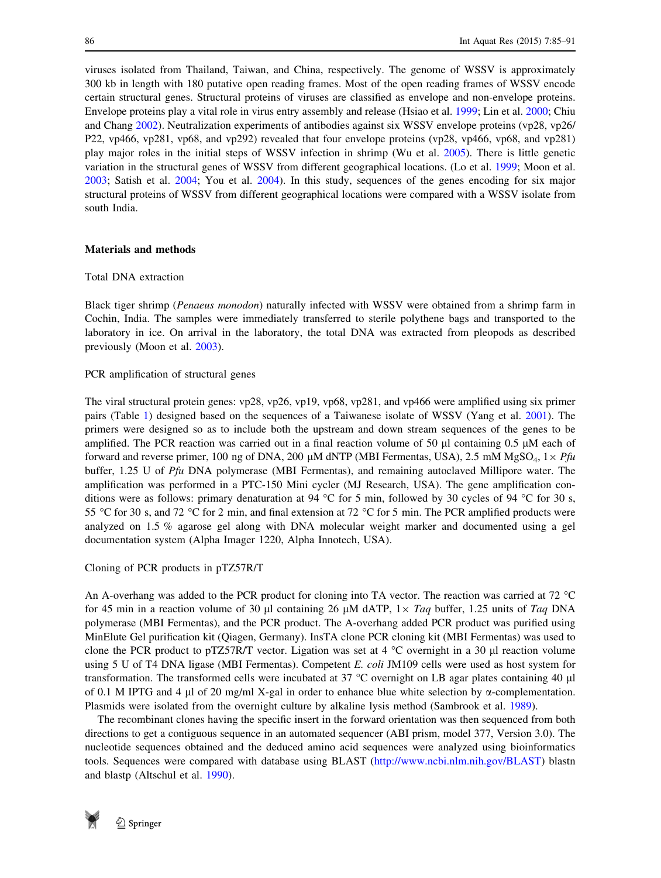viruses isolated from Thailand, Taiwan, and China, respectively. The genome of WSSV is approximately 300 kb in length with 180 putative open reading frames. Most of the open reading frames of WSSV encode certain structural genes. Structural proteins of viruses are classified as envelope and non-envelope proteins. Envelope proteins play a vital role in virus entry assembly and release (Hsiao et al. 1999; Lin et al. 2000; Chiu and Chang 2002). Neutralization experiments of antibodies against six WSSV envelope proteins (vp28, vp26/P22, vp466, vp281, vp68, and vp292) revealed that four envelope proteins (vp28, vp466, vp68, and vp281) play major roles in the initial steps of WSSV infection in shrimp (Wu et al. 2005). There is little genetic variation in the structural genes of WSSV from different geographical locations. (Lo et al. 1999; Moon et al. 2003; Satish et al. 2004; You et al. 2004). In this study, sequences of the genes encoding for six major structural proteins of WSSV from different geographical locations were compared with a WSSV isolate from south India.

## Materials and methods

### Total DNA extraction

Black tiger shrimp (*Penaeus monodon*) naturally infected with WSSV were obtained from a shrimp farm in Cochin, India. The samples were immediately transferred to sterile polythene bags and transported to the laboratory in ice. On arrival in the laboratory, the total DNA was extracted from pleopods as described previously (Moon et al. 2003).

### PCR amplification of structural genes

The viral structural protein genes: vp28, vp26, vp19, vp68, vp281, and vp466 were amplified using six primer pairs (Table 1) designed based on the sequences of a Taiwanese isolate of WSSV (Yang et al. 2001). The primers were designed so as to include both the upstream and down stream sequences of the genes to be amplified. The PCR reaction was carried out in a final reaction volume of 50 µl containing 0.5 µM each of forward and reverse primer, 100 ng of DNA, 200 µM dNTP (MBI Fermentas, USA), 2.5 mM $MgSO_4$, 1× *Pfu* buffer, 1.25 U of *Pfu* DNA polymerase (MBI Fermentas), and remaining autoclaved Millipore water. The amplification was performed in a PTC-150 Mini cycler (MJ Research, USA). The gene amplification conditions were as follows: primary denaturation at 94 °C for 5 min, followed by 30 cycles of 94 °C for 30 s, 55 °C for 30 s, and 72 °C for 2 min, and final extension at 72 °C for 5 min. The PCR amplified products were analyzed on 1.5 % agarose gel along with DNA molecular weight marker and documented using a gel documentation system (Alpha Imager 1220, Alpha Innotech, USA).

### Cloning of PCR products in pTZ57R/T

An A-overhang was added to the PCR product for cloning into TA vector. The reaction was carried at 72 °C for 45 min in a reaction volume of 30 µl containing 26 µM dATP, 1× *Taq* buffer, 1.25 units of *Taq* DNA polymerase (MBI Fermentas), and the PCR product. The A-overhang added PCR product was purified using MinElute Gel purification kit (Qiagen, Germany). InsTA clone PCR cloning kit (MBI Fermentas) was used to clone the PCR product to pTZ57R/T vector. Ligation was set at 4 °C overnight in a 30 µl reaction volume using 5 U of T4 DNA ligase (MBI Fermentas). Competent *E. coli* JM109 cells were used as host system for transformation. The transformed cells were incubated at 37 °C overnight on LB agar plates containing 40 µl of 0.1 M IPTG and 4 µl of 20 mg/ml X-gal in order to enhance blue white selection by α-complementation. Plasmids were isolated from the overnight culture by alkaline lysis method (Sambrook et al. 1989).

The recombinant clones having the specific insert in the forward orientation was then sequenced from both directions to get a contiguous sequence in an automated sequencer (ABI prism, model 377, Version 3.0). The nucleotide sequences obtained and the deduced amino acid sequences were analyzed using bioinformatics tools. Sequences were compared with database using BLAST (http://www.ncbi.nlm.nih.gov/BLAST) blastn and blastp (Altschul et al. 1990).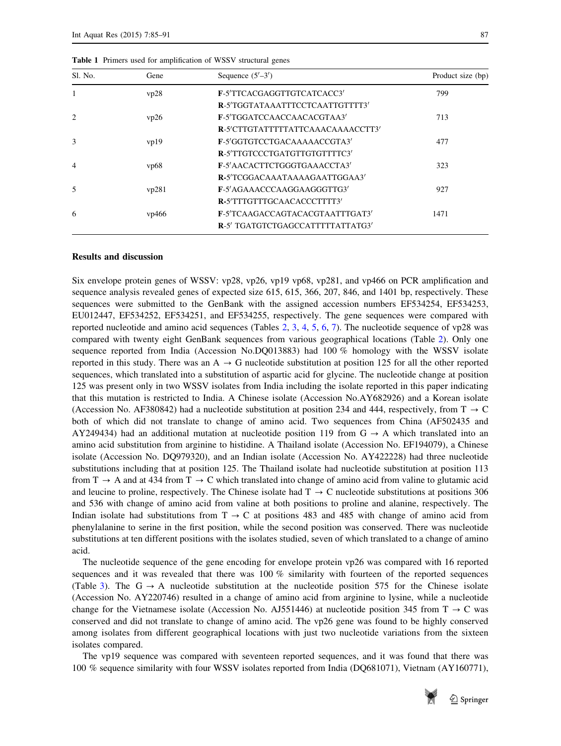**Table 1** Primers used for amplification of WSSV structural genes

| Sl. No. | Gene | Sequence (5′–3′) | Product size (bp) |
|---|---|---|---|
| 1 | vp28 | **F**-5′TTCACGAGGTTGTCATCACC3′<br>**R**-5′TGGTATAAATTTCCTCAATTGTTTT3′ | 799 |
| 2 | vp26 | **F**-5′TGGATCCAACCAACACGTAA3′<br>**R**-5′CTTGTATTTTTATTCAAACAAAACCTT3′ | 713 |
| 3 | vp19 | **F**-5′GGTGTCCTGACAAAAACCGTA3′<br>**R**-5′TTGTCCCTGATGTTGTGTTTTC3′ | 477 |
| 4 | vp68 | **F**-5′AACACTTCTGGGTGAAACCTA3′<br>**R**-5′TCGGACAAATAAAAGAATTGGAA3′ | 323 |
| 5 | vp281 | **F**-5′AGAAACCCAAGGAAGGGTTG3′<br>**R**-5′TTTGTTTGCAACACCCTTTT3′ | 927 |
| 6 | vp466 | **F**-5′TCAAGACCAGTACACGTAATTTGAT3′<br>**R**-5′ TGATGTCTGAGCCATTTTTATTATG3′ | 1471 |

## Results and discussion

Six envelope protein genes of WSSV: vp28, vp26, vp19 vp68, vp281, and vp466 on PCR amplification and sequence analysis revealed genes of expected size 615, 615, 366, 207, 846, and 1401 bp, respectively. These sequences were submitted to the GenBank with the assigned accession numbers EF534254, EF534253, EU012447, EF534252, EF534251, and EF534255, respectively. The gene sequences were compared with reported nucleotide and amino acid sequences (Tables 2, 3, 4, 5, 6, 7). The nucleotide sequence of vp28 was compared with twenty eight GenBank sequences from various geographical locations (Table 2). Only one sequence reported from India (Accession No.DQ013883) had 100 % homology with the WSSV isolate reported in this study. There was an A → G nucleotide substitution at position 125 for all the other reported sequences, which translated into a substitution of aspartic acid for glycine. The nucleotide change at position 125 was present only in two WSSV isolates from India including the isolate reported in this paper indicating that this mutation is restricted to India. A Chinese isolate (Accession No.AY682926) and a Korean isolate (Accession No. AF380842) had a nucleotide substitution at position 234 and 444, respectively, from T → C both of which did not translate to change of amino acid. Two sequences from China (AF502435 and AY249434) had an additional mutation at nucleotide position 119 from G → A which translated into an amino acid substitution from arginine to histidine. A Thailand isolate (Accession No. EF194079), a Chinese isolate (Accession No. DQ979320), and an Indian isolate (Accession No. AY422228) had three nucleotide substitutions including that at position 125. The Thailand isolate had nucleotide substitution at position 113 from T → A and at 434 from T → C which translated into change of amino acid from valine to glutamic acid and leucine to proline, respectively. The Chinese isolate had T → C nucleotide substitutions at positions 306 and 536 with change of amino acid from valine at both positions to proline and alanine, respectively. The Indian isolate had substitutions from T → C at positions 483 and 485 with change of amino acid from phenylalanine to serine in the first position, while the second position was conserved. There was nucleotide substitutions at ten different positions with the isolates studied, seven of which translated to a change of amino acid.

The nucleotide sequence of the gene encoding for envelope protein vp26 was compared with 16 reported sequences and it was revealed that there was 100 % similarity with fourteen of the reported sequences (Table 3). The G → A nucleotide substitution at the nucleotide position 575 for the Chinese isolate (Accession No. AY220746) resulted in a change of amino acid from arginine to lysine, while a nucleotide change for the Vietnamese isolate (Accession No. AJ551446) at nucleotide position 345 from T → C was conserved and did not translate to change of amino acid. The vp26 gene was found to be highly conserved among isolates from different geographical locations with just two nucleotide variations from the sixteen isolates compared.

The vp19 sequence was compared with seventeen reported sequences, and it was found that there was 100 % sequence similarity with four WSSV isolates reported from India (DQ681071), Vietnam (AY160771),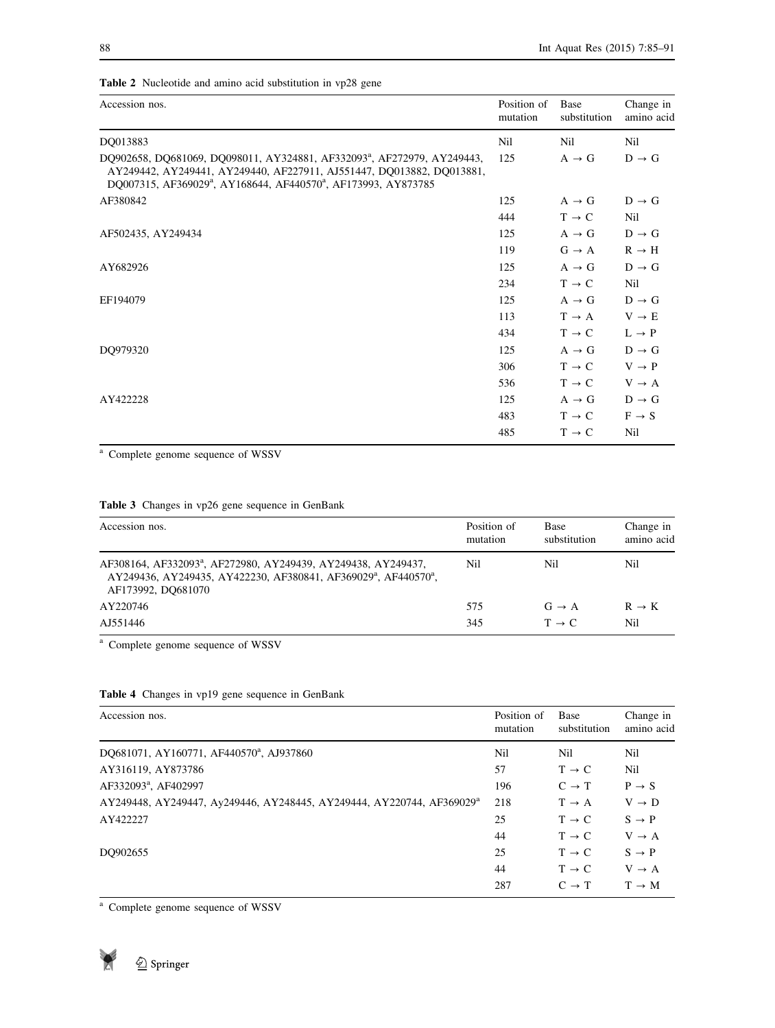**Table 2** Nucleotide and amino acid substitution in vp28 gene

| Accession nos. | Position of mutation | Base substitution | Change in amino acid |
|---|---|---|---|
| DQ013883 | Nil | Nil | Nil |
| DQ902658, DQ681069, DQ098011, AY324881, AF332093[a], AF272979, AY249443, AY249442, AY249441, AY249440, AF227911, AJ551447, DQ013882, DQ013881, DQ007315, AF369029[a], AY168644, AF440570[a], AF173993, AY873785 | 125 | A → G | D → G |
| AF380842 | 125 | A → G | D → G |
| | 444 | T → C | Nil |
| AF502435, AY249434 | 125 | A → G | D → G |
| | 119 | G → A | R → H |
| AY682926 | 125 | A → G | D → G |
| | 234 | T → C | Nil |
| EF194079 | 125 | A → G | D → G |
| | 113 | T → A | V → E |
| | 434 | T → C | L → P |
| DQ979320 | 125 | A → G | D → G |
| | 306 | T → C | V → P |
| | 536 | T → C | V → A |
| AY422228 | 125 | A → G | D → G |
| | 483 | T → C | F → S |
| | 485 | T → C | Nil |

[a] Complete genome sequence of WSSV

**Table 3** Changes in vp26 gene sequence in GenBank

| Accession nos. | Position of mutation | Base substitution | Change in amino acid |
|---|---|---|---|
| AF308164, AF332093[a], AF272980, AY249439, AY249438, AY249437, AY249436, AY249435, AY422230, AF380841, AF369029[a], AF440570[a], AF173992, DQ681070 | Nil | Nil | Nil |
| AY220746 | 575 | G → A | R → K |
| AJ551446 | 345 | T → C | Nil |

[a] Complete genome sequence of WSSV

**Table 4** Changes in vp19 gene sequence in GenBank

| Accession nos. | Position of mutation | Base substitution | Change in amino acid |
|---|---|---|---|
| DQ681071, AY160771, AF440570[a], AJ937860 | Nil | Nil | Nil |
| AY316119, AY873786 | 57 | T → C | Nil |
| AF332093[a], AF402997 | 196 | C → T | P → S |
| AY249448, AY249447, Ay249446, AY248445, AY249444, AY220744, AF369029[a] | 218 | T → A | V → D |
| AY422227 | 25 | T → C | S → P |
| | 44 | T → C | V → A |
| DQ902655 | 25 | T → C | S → P |
| | 44 | T → C | V → A |
| | 287 | C → T | T → M |

[a] Complete genome sequence of WSSV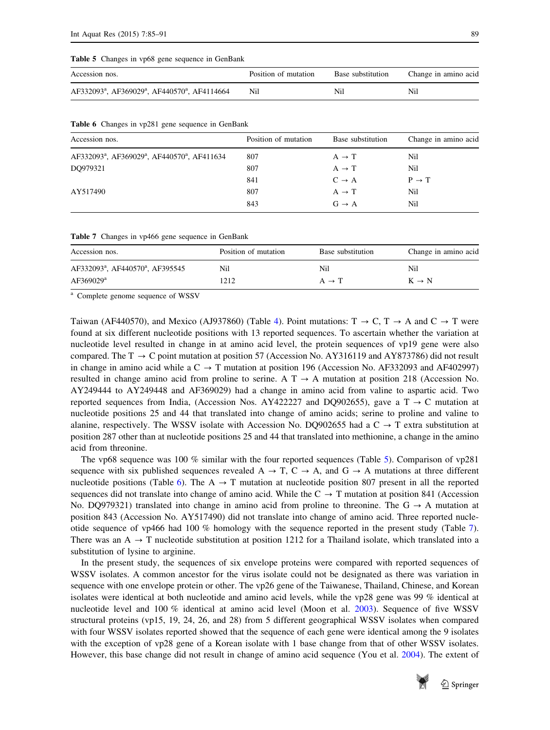**Table 5** Changes in vp68 gene sequence in GenBank

| Accession nos. | Position of mutation | Base substitution | Change in amino acid |
|---|---|---|---|
| AF332093[a], AF369029[a], AF440570[a], AF4114664 | Nil | Nil | Nil |

**Table 6** Changes in vp281 gene sequence in GenBank

| Accession nos. | Position of mutation | Base substitution | Change in amino acid |
|---|---|---|---|
| AF332093[a], AF369029[a], AF440570[a], AF411634 | 807 | A → T | Nil |
| DQ979321 | 807 | A → T | Nil |
| | 841 | C → A | P → T |
| AY517490 | 807 | A → T | Nil |
| | 843 | G → A | Nil |

**Table 7** Changes in vp466 gene sequence in GenBank

| Accession nos. | Position of mutation | Base substitution | Change in amino acid |
|---|---|---|---|
| AF332093[a], AF440570[a], AF395545 | Nil | Nil | Nil |
| AF369029[a] | 1212 | A → T | K → N |

[a] Complete genome sequence of WSSV

Taiwan (AF440570), and Mexico (AJ937860) (Table 4). Point mutations: T → C, T → A and C → T were found at six different nucleotide positions with 13 reported sequences. To ascertain whether the variation at nucleotide level resulted in change in at amino acid level, the protein sequences of vp19 gene were also compared. The T → C point mutation at position 57 (Accession No. AY316119 and AY873786) did not result in change in amino acid while a C → T mutation at position 196 (Accession No. AF332093 and AF402997) resulted in change amino acid from proline to serine. A T → A mutation at position 218 (Accession No. AY249444 to AY249448 and AF369029) had a change in amino acid from valine to aspartic acid. Two reported sequences from India, (Accession Nos. AY422227 and DQ902655), gave a T → C mutation at nucleotide positions 25 and 44 that translated into change of amino acids; serine to proline and valine to alanine, respectively. The WSSV isolate with Accession No. DQ902655 had a C → T extra substitution at position 287 other than at nucleotide positions 25 and 44 that translated into methionine, a change in the amino acid from threonine.

The vp68 sequence was 100 % similar with the four reported sequences (Table 5). Comparison of vp281 sequence with six published sequences revealed A → T, C → A, and G → A mutations at three different nucleotide positions (Table 6). The A → T mutation at nucleotide position 807 present in all the reported sequences did not translate into change of amino acid. While the C → T mutation at position 841 (Accession No. DQ979321) translated into change in amino acid from proline to threonine. The G → A mutation at position 843 (Accession No. AY517490) did not translate into change of amino acid. Three reported nucleotide sequence of vp466 had 100 % homology with the sequence reported in the present study (Table 7). There was an A → T nucleotide substitution at position 1212 for a Thailand isolate, which translated into a substitution of lysine to arginine.

In the present study, the sequences of six envelope proteins were compared with reported sequences of WSSV isolates. A common ancestor for the virus isolate could not be designated as there was variation in sequence with one envelope protein or other. The vp26 gene of the Taiwanese, Thailand, Chinese, and Korean isolates were identical at both nucleotide and amino acid levels, while the vp28 gene was 99 % identical at nucleotide level and 100 % identical at amino acid level (Moon et al. 2003). Sequence of five WSSV structural proteins (vp15, 19, 24, 26, and 28) from 5 different geographical WSSV isolates when compared with four WSSV isolates reported showed that the sequence of each gene were identical among the 9 isolates with the exception of vp28 gene of a Korean isolate with 1 base change from that of other WSSV isolates. However, this base change did not result in change of amino acid sequence (You et al. 2004). The extent of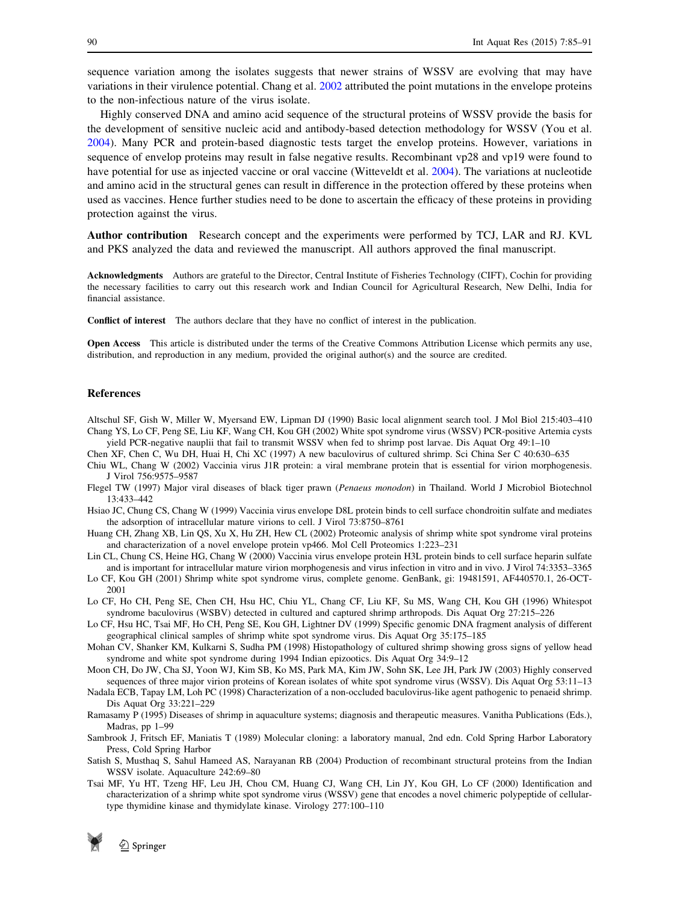sequence variation among the isolates suggests that newer strains of WSSV are evolving that may have variations in their virulence potential. Chang et al. 2002 attributed the point mutations in the envelope proteins to the non-infectious nature of the virus isolate.

Highly conserved DNA and amino acid sequence of the structural proteins of WSSV provide the basis for the development of sensitive nucleic acid and antibody-based detection methodology for WSSV (You et al. 2004). Many PCR and protein-based diagnostic tests target the envelop proteins. However, variations in sequence of envelop proteins may result in false negative results. Recombinant vp28 and vp19 were found to have potential for use as injected vaccine or oral vaccine (Witteveldt et al. 2004). The variations at nucleotide and amino acid in the structural genes can result in difference in the protection offered by these proteins when used as vaccines. Hence further studies need to be done to ascertain the efficacy of these proteins in providing protection against the virus.

**Author contribution** Research concept and the experiments were performed by TCJ, LAR and RJ. KVL and PKS analyzed the data and reviewed the manuscript. All authors approved the final manuscript.

**Acknowledgments** Authors are grateful to the Director, Central Institute of Fisheries Technology (CIFT), Cochin for providing the necessary facilities to carry out this research work and Indian Council for Agricultural Research, New Delhi, India for financial assistance.

**Conflict of interest** The authors declare that they have no conflict of interest in the publication.

**Open Access** This article is distributed under the terms of the Creative Commons Attribution License which permits any use, distribution, and reproduction in any medium, provided the original author(s) and the source are credited.

## References

Altschul SF, Gish W, Miller W, Myersand EW, Lipman DJ (1990) Basic local alignment search tool. J Mol Biol 215:403–410

Chang YS, Lo CF, Peng SE, Liu KF, Wang CH, Kou GH (2002) White spot syndrome virus (WSSV) PCR-positive Artemia cysts yield PCR-negative nauplii that fail to transmit WSSV when fed to shrimp post larvae. Dis Aquat Org 49:1–10

Chen XF, Chen C, Wu DH, Huai H, Chi XC (1997) A new baculovirus of cultured shrimp. Sci China Ser C 40:630–635

Chiu WL, Chang W (2002) Vaccinia virus J1R protein: a viral membrane protein that is essential for virion morphogenesis. J Virol 756:9575–9587

Flegel TW (1997) Major viral diseases of black tiger prawn (*Penaeus monodon*) in Thailand. World J Microbiol Biotechnol 13:433–442

Hsiao JC, Chung CS, Chang W (1999) Vaccinia virus envelope D8L protein binds to cell surface chondroitin sulfate and mediates the adsorption of intracellular mature virions to cell. J Virol 73:8750–8761

Huang CH, Zhang XB, Lin QS, Xu X, Hu ZH, Hew CL (2002) Proteomic analysis of shrimp white spot syndrome viral proteins and characterization of a novel envelope protein vp466. Mol Cell Proteomics 1:223–231

Lin CL, Chung CS, Heine HG, Chang W (2000) Vaccinia virus envelope protein H3L protein binds to cell surface heparin sulfate and is important for intracellular mature virion morphogenesis and virus infection in vitro and in vivo. J Virol 74:3353–3365

Lo CF, Kou GH (2001) Shrimp white spot syndrome virus, complete genome. GenBank, gi: 19481591, AF440570.1, 26-OCT-2001

Lo CF, Ho CH, Peng SE, Chen CH, Hsu HC, Chiu YL, Chang CF, Liu KF, Su MS, Wang CH, Kou GH (1996) Whitespot syndrome baculovirus (WSBV) detected in cultured and captured shrimp arthropods. Dis Aquat Org 27:215–226

Lo CF, Hsu HC, Tsai MF, Ho CH, Peng SE, Kou GH, Lightner DV (1999) Specific genomic DNA fragment analysis of different geographical clinical samples of shrimp white spot syndrome virus. Dis Aquat Org 35:175–185

Mohan CV, Shanker KM, Kulkarni S, Sudha PM (1998) Histopathology of cultured shrimp showing gross signs of yellow head syndrome and white spot syndrome during 1994 Indian epizootics. Dis Aquat Org 34:9–12

Moon CH, Do JW, Cha SJ, Yoon WJ, Kim SB, Ko MS, Park MA, Kim JW, Sohn SK, Lee JH, Park JW (2003) Highly conserved sequences of three major virion proteins of Korean isolates of white spot syndrome virus (WSSV). Dis Aquat Org 53:11–13

Nadala ECB, Tapay LM, Loh PC (1998) Characterization of a non-occluded baculovirus-like agent pathogenic to penaeid shrimp. Dis Aquat Org 33:221–229

Ramasamy P (1995) Diseases of shrimp in aquaculture systems; diagnosis and therapeutic measures. Vanitha Publications (Eds.), Madras, pp 1–99

Sambrook J, Fritsch EF, Maniatis T (1989) Molecular cloning: a laboratory manual, 2nd edn. Cold Spring Harbor Laboratory Press, Cold Spring Harbor

Satish S, Musthaq S, Sahul Hameed AS, Narayanan RB (2004) Production of recombinant structural proteins from the Indian WSSV isolate. Aquaculture 242:69–80

Tsai MF, Yu HT, Tzeng HF, Leu JH, Chou CM, Huang CJ, Wang CH, Lin JY, Kou GH, Lo CF (2000) Identification and characterization of a shrimp white spot syndrome virus (WSSV) gene that encodes a novel chimeric polypeptide of cellular-type thymidine kinase and thymidylate kinase. Virology 277:100–110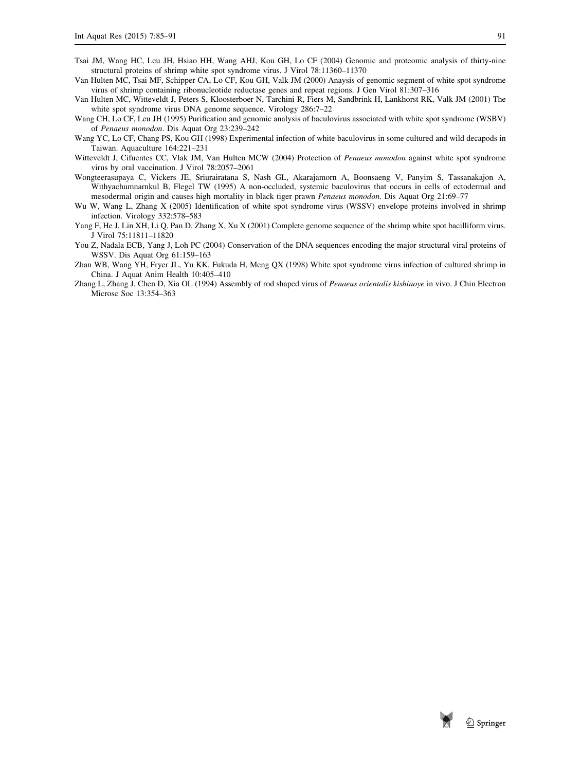Tsai JM, Wang HC, Leu JH, Hsiao HH, Wang AHJ, Kou GH, Lo CF (2004) Genomic and proteomic analysis of thirty-nine structural proteins of shrimp white spot syndrome virus. J Virol 78:11360–11370

Van Hulten MC, Tsai MF, Schipper CA, Lo CF, Kou GH, Valk JM (2000) Anaysis of genomic segment of white spot syndrome virus of shrimp containing ribonucleotide reductase genes and repeat regions. J Gen Virol 81:307–316

Van Hulten MC, Witteveldt J, Peters S, Kloosterboer N, Tarchini R, Fiers M, Sandbrink H, Lankhorst RK, Valk JM (2001) The white spot syndrome virus DNA genome sequence. Virology 286:7–22

Wang CH, Lo CF, Leu JH (1995) Purification and genomic analysis of baculovirus associated with white spot syndrome (WSBV) of *Penaeus monodon*. Dis Aquat Org 23:239–242

Wang YC, Lo CF, Chang PS, Kou GH (1998) Experimental infection of white baculovirus in some cultured and wild decapods in Taiwan. Aquaculture 164:221–231

Witteveldt J, Cifuentes CC, Vlak JM, Van Hulten MCW (2004) Protection of *Penaeus monodon* against white spot syndrome virus by oral vaccination. J Virol 78:2057–2061

Wongteerasupaya C, Vickers JE, Sriurairatana S, Nash GL, Akarajamorn A, Boonsaeng V, Panyim S, Tassanakajon A, Withyachumnarnkul B, Flegel TW (1995) A non-occluded, systemic baculovirus that occurs in cells of ectodermal and mesodermal origin and causes high mortality in black tiger prawn *Penaeus monodon*. Dis Aquat Org 21:69–77

Wu W, Wang L, Zhang X (2005) Identification of white spot syndrome virus (WSSV) envelope proteins involved in shrimp infection. Virology 332:578–583

Yang F, He J, Lin XH, Li Q, Pan D, Zhang X, Xu X (2001) Complete genome sequence of the shrimp white spot bacilliform virus. J Virol 75:11811–11820

You Z, Nadala ECB, Yang J, Loh PC (2004) Conservation of the DNA sequences encoding the major structural viral proteins of WSSV. Dis Aquat Org 61:159–163

Zhan WB, Wang YH, Fryer JL, Yu KK, Fukuda H, Meng QX (1998) White spot syndrome virus infection of cultured shrimp in China. J Aquat Anim Health 10:405–410

Zhang L, Zhang J, Chen D, Xia OL (1994) Assembly of rod shaped virus of *Penaeus orientalis kishinoye* in vivo. J Chin Electron Microsc Soc 13:354–363